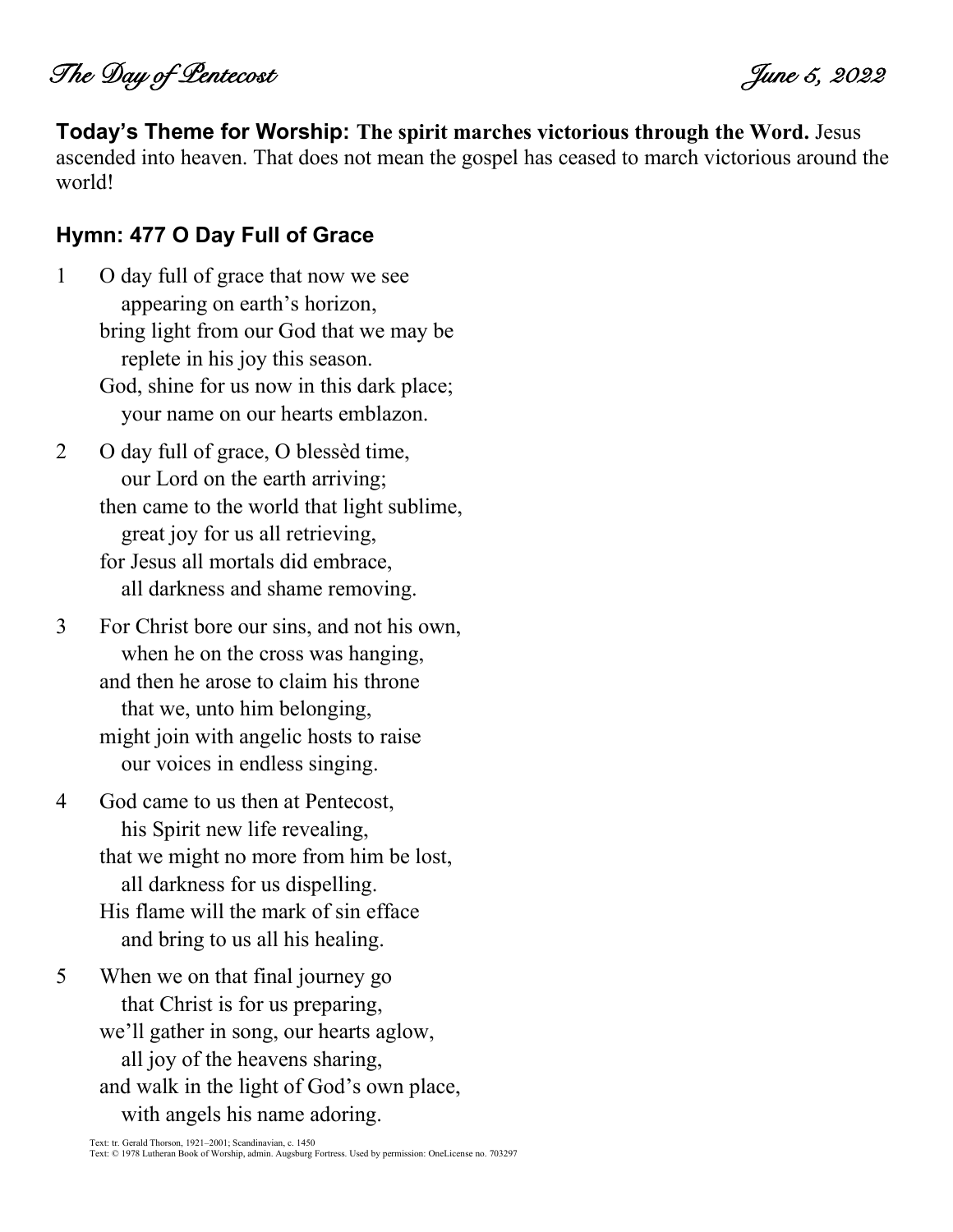*The Day of Pentecost* *June 5, 2022*

**Today's Theme for Worship: The spirit marches victorious through the Word.** Jesus ascended into heaven. That does not mean the gospel has ceased to march victorious around the world!

## Hymn: 477 O Day Full of Grace

1 O day full of grace that now we see
  appearing on earth's horizon,
 bring light from our God that we may be
  replete in his joy this season.
 God, shine for us now in this dark place;
  your name on our hearts emblazon.

2 O day full of grace, O blessèd time,
  our Lord on the earth arriving;
 then came to the world that light sublime,
  great joy for us all retrieving,
 for Jesus all mortals did embrace,
  all darkness and shame removing.

3 For Christ bore our sins, and not his own,
  when he on the cross was hanging,
 and then he arose to claim his throne
  that we, unto him belonging,
 might join with angelic hosts to raise
  our voices in endless singing.

4 God came to us then at Pentecost,
  his Spirit new life revealing,
 that we might no more from him be lost,
  all darkness for us dispelling.
 His flame will the mark of sin efface
  and bring to us all his healing.

5 When we on that final journey go
  that Christ is for us preparing,
 we'll gather in song, our hearts aglow,
  all joy of the heavens sharing,
 and walk in the light of God's own place,
  with angels his name adoring.

Text: tr. Gerald Thorson, 1921–2001; Scandinavian, c. 1450
Text: © 1978 Lutheran Book of Worship, admin. Augsburg Fortress. Used by permission: OneLicense no. 703297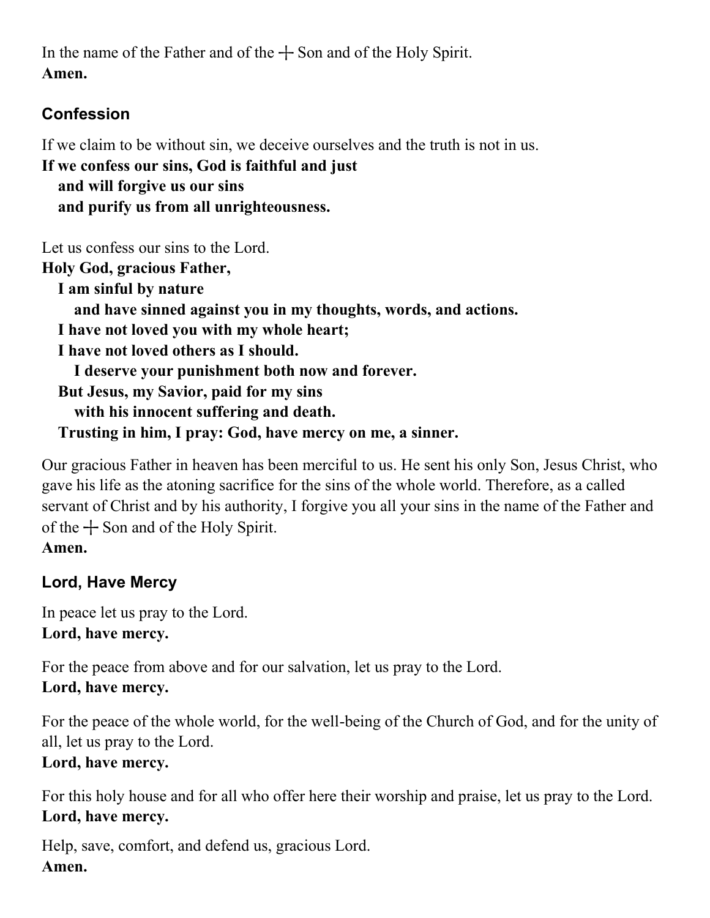In the name of the Father and of the ┼ Son and of the Holy Spirit.
**Amen.**

## Confession

If we claim to be without sin, we deceive ourselves and the truth is not in us.
**If we confess our sins, God is faithful and just**
**and will forgive us our sins**
**and purify us from all unrighteousness.**

Let us confess our sins to the Lord.
**Holy God, gracious Father,**
**I am sinful by nature**
**and have sinned against you in my thoughts, words, and actions.**
**I have not loved you with my whole heart;**
**I have not loved others as I should.**
**I deserve your punishment both now and forever.**
**But Jesus, my Savior, paid for my sins**
**with his innocent suffering and death.**
**Trusting in him, I pray: God, have mercy on me, a sinner.**

Our gracious Father in heaven has been merciful to us. He sent his only Son, Jesus Christ, who gave his life as the atoning sacrifice for the sins of the whole world. Therefore, as a called servant of Christ and by his authority, I forgive you all your sins in the name of the Father and of the ┼ Son and of the Holy Spirit.
**Amen.**

## Lord, Have Mercy

In peace let us pray to the Lord.
**Lord, have mercy.**

For the peace from above and for our salvation, let us pray to the Lord.
**Lord, have mercy.**

For the peace of the whole world, for the well-being of the Church of God, and for the unity of all, let us pray to the Lord.
**Lord, have mercy.**

For this holy house and for all who offer here their worship and praise, let us pray to the Lord.
**Lord, have mercy.**

Help, save, comfort, and defend us, gracious Lord.
**Amen.**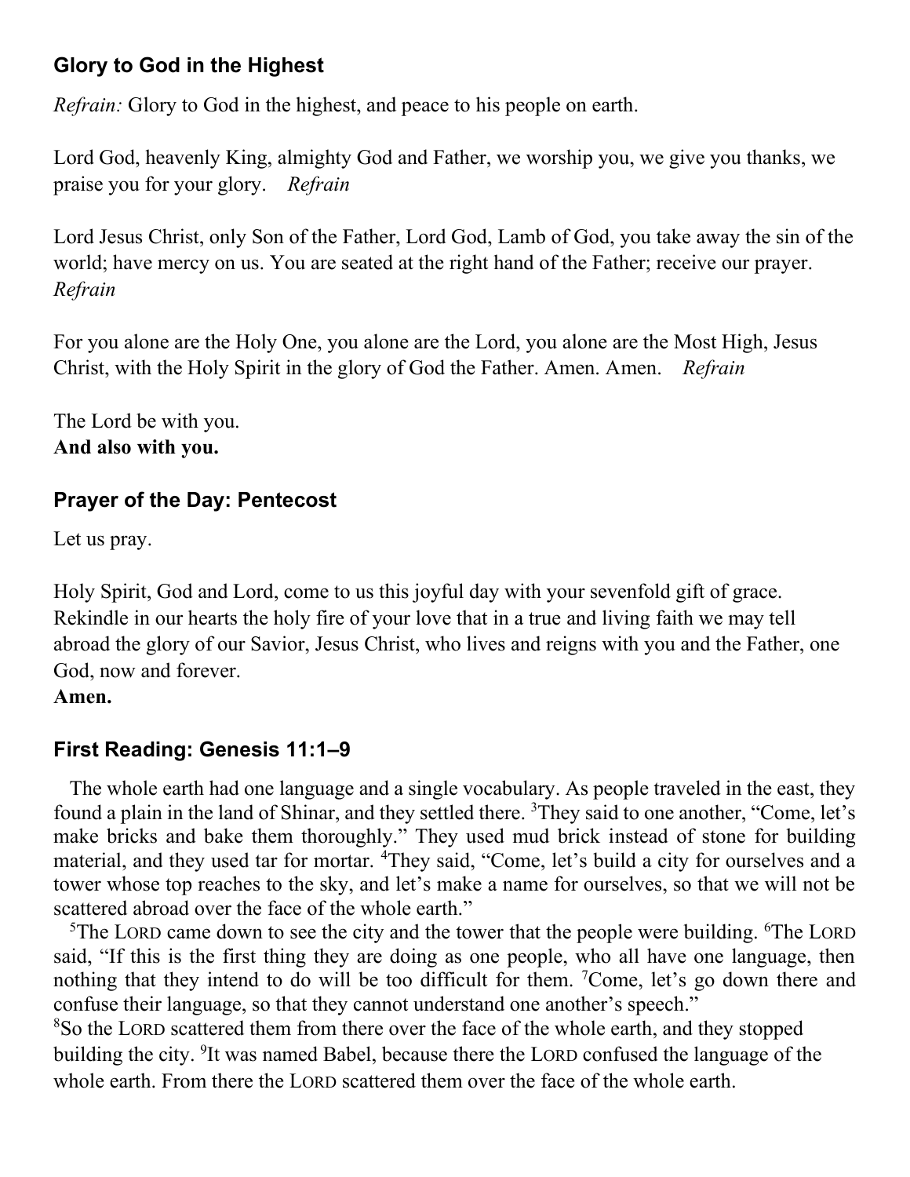## Glory to God in the Highest

*Refrain:* Glory to God in the highest, and peace to his people on earth.

Lord God, heavenly King, almighty God and Father, we worship you, we give you thanks, we praise you for your glory. *Refrain*

Lord Jesus Christ, only Son of the Father, Lord God, Lamb of God, you take away the sin of the world; have mercy on us. You are seated at the right hand of the Father; receive our prayer. *Refrain*

For you alone are the Holy One, you alone are the Lord, you alone are the Most High, Jesus Christ, with the Holy Spirit in the glory of God the Father. Amen. Amen. *Refrain*

The Lord be with you.
**And also with you.**

## Prayer of the Day: Pentecost

Let us pray.

Holy Spirit, God and Lord, come to us this joyful day with your sevenfold gift of grace. Rekindle in our hearts the holy fire of your love that in a true and living faith we may tell abroad the glory of our Savior, Jesus Christ, who lives and reigns with you and the Father, one God, now and forever.
**Amen.**

## First Reading: Genesis 11:1–9

The whole earth had one language and a single vocabulary. As people traveled in the east, they found a plain in the land of Shinar, and they settled there. [3]They said to one another, "Come, let's make bricks and bake them thoroughly." They used mud brick instead of stone for building material, and they used tar for mortar. [4]They said, "Come, let's build a city for ourselves and a tower whose top reaches to the sky, and let's make a name for ourselves, so that we will not be scattered abroad over the face of the whole earth."

[5]The LORD came down to see the city and the tower that the people were building. [6]The LORD said, "If this is the first thing they are doing as one people, who all have one language, then nothing that they intend to do will be too difficult for them. [7]Come, let's go down there and confuse their language, so that they cannot understand one another's speech."

[8]So the LORD scattered them from there over the face of the whole earth, and they stopped building the city. [9]It was named Babel, because there the LORD confused the language of the whole earth. From there the LORD scattered them over the face of the whole earth.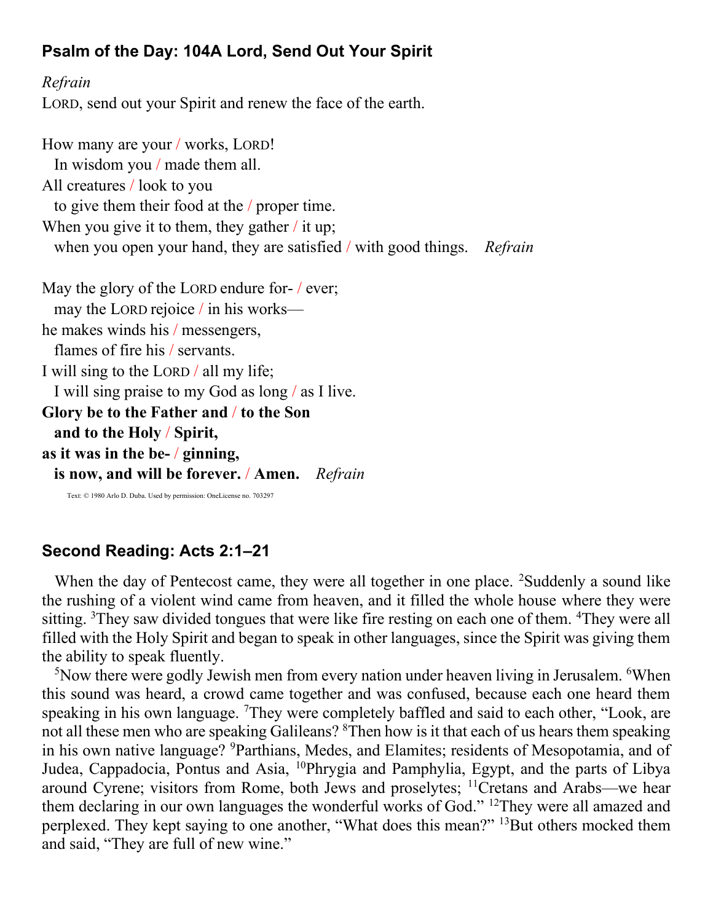## Psalm of the Day: 104A Lord, Send Out Your Spirit

*Refrain*
LORD, send out your Spirit and renew the face of the earth.

How many are your / works, LORD!
  In wisdom you / made them all.
All creatures / look to you
  to give them their food at the / proper time.
When you give it to them, they gather / it up;
  when you open your hand, they are satisfied / with good things. *Refrain*

May the glory of the LORD endure for- / ever;
  may the LORD rejoice / in his works—
he makes winds his / messengers,
  flames of fire his / servants.
I will sing to the LORD / all my life;
  I will sing praise to my God as long / as I live.
**Glory be to the Father and / to the Son**
  **and to the Holy / Spirit,**
**as it was in the be- / ginning,**
  **is now, and will be forever. / Amen.** *Refrain*

Text: © 1980 Arlo D. Duba. Used by permission: OneLicense no. 703297

## Second Reading: Acts 2:1–21

When the day of Pentecost came, they were all together in one place. [2]Suddenly a sound like the rushing of a violent wind came from heaven, and it filled the whole house where they were sitting. [3]They saw divided tongues that were like fire resting on each one of them. [4]They were all filled with the Holy Spirit and began to speak in other languages, since the Spirit was giving them the ability to speak fluently.

[5]Now there were godly Jewish men from every nation under heaven living in Jerusalem. [6]When this sound was heard, a crowd came together and was confused, because each one heard them speaking in his own language. [7]They were completely baffled and said to each other, "Look, are not all these men who are speaking Galileans? [8]Then how is it that each of us hears them speaking in his own native language? [9]Parthians, Medes, and Elamites; residents of Mesopotamia, and of Judea, Cappadocia, Pontus and Asia, [10]Phrygia and Pamphylia, Egypt, and the parts of Libya around Cyrene; visitors from Rome, both Jews and proselytes; [11]Cretans and Arabs—we hear them declaring in our own languages the wonderful works of God." [12]They were all amazed and perplexed. They kept saying to one another, "What does this mean?" [13]But others mocked them and said, "They are full of new wine."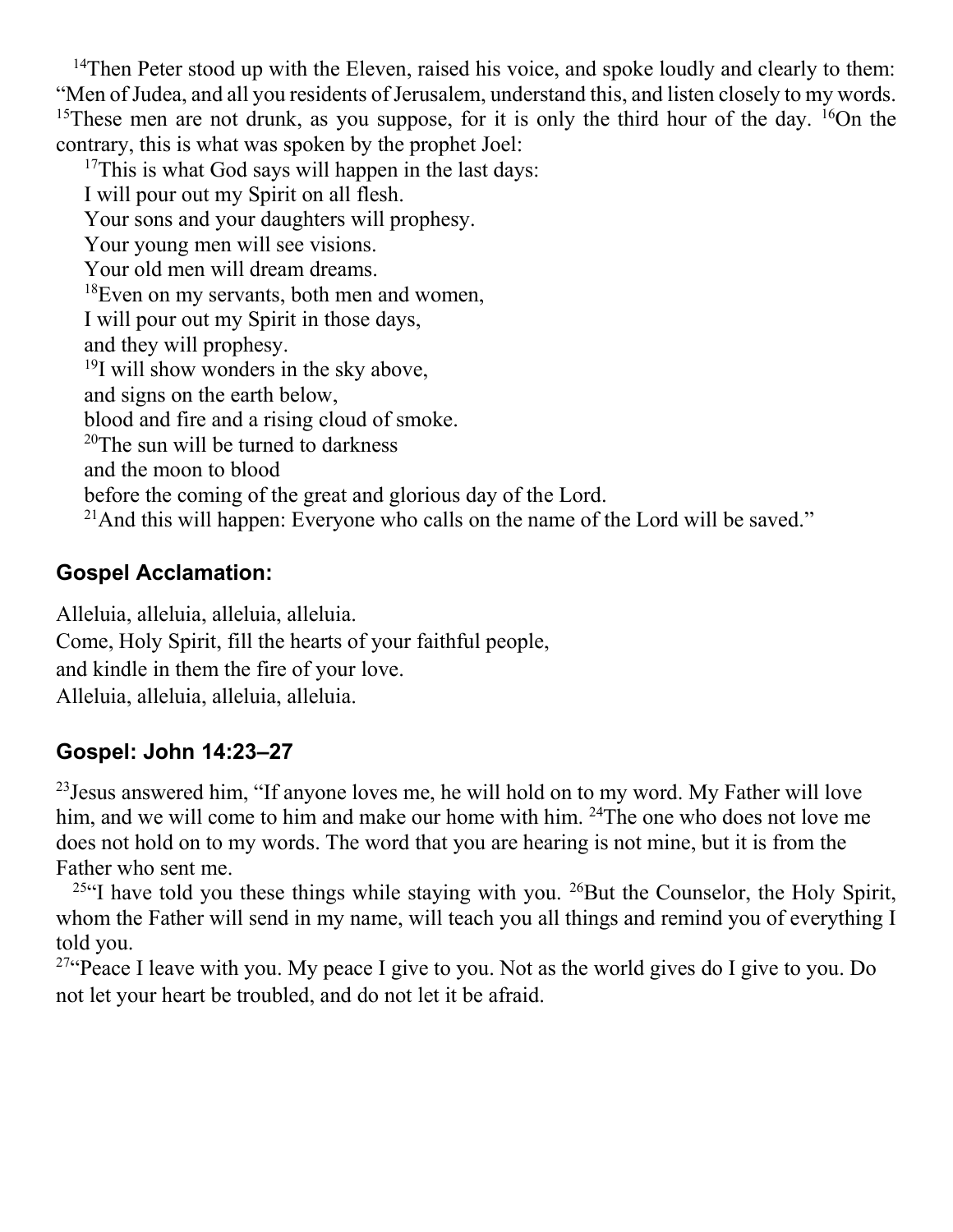[14]Then Peter stood up with the Eleven, raised his voice, and spoke loudly and clearly to them: "Men of Judea, and all you residents of Jerusalem, understand this, and listen closely to my words. [15]These men are not drunk, as you suppose, for it is only the third hour of the day. [16]On the contrary, this is what was spoken by the prophet Joel:

[17]This is what God says will happen in the last days:
I will pour out my Spirit on all flesh.
Your sons and your daughters will prophesy.
Your young men will see visions.
Your old men will dream dreams.
[18]Even on my servants, both men and women,
I will pour out my Spirit in those days,
and they will prophesy.
[19]I will show wonders in the sky above,
and signs on the earth below,
blood and fire and a rising cloud of smoke.
[20]The sun will be turned to darkness
and the moon to blood
before the coming of the great and glorious day of the Lord.
[21]And this will happen: Everyone who calls on the name of the Lord will be saved."

## Gospel Acclamation:

Alleluia, alleluia, alleluia, alleluia.
Come, Holy Spirit, fill the hearts of your faithful people,
and kindle in them the fire of your love.
Alleluia, alleluia, alleluia, alleluia.

## Gospel: John 14:23–27

[23]Jesus answered him, "If anyone loves me, he will hold on to my word. My Father will love him, and we will come to him and make our home with him. [24]The one who does not love me does not hold on to my words. The word that you are hearing is not mine, but it is from the Father who sent me.

[25]"I have told you these things while staying with you. [26]But the Counselor, the Holy Spirit, whom the Father will send in my name, will teach you all things and remind you of everything I told you.

[27]"Peace I leave with you. My peace I give to you. Not as the world gives do I give to you. Do not let your heart be troubled, and do not let it be afraid.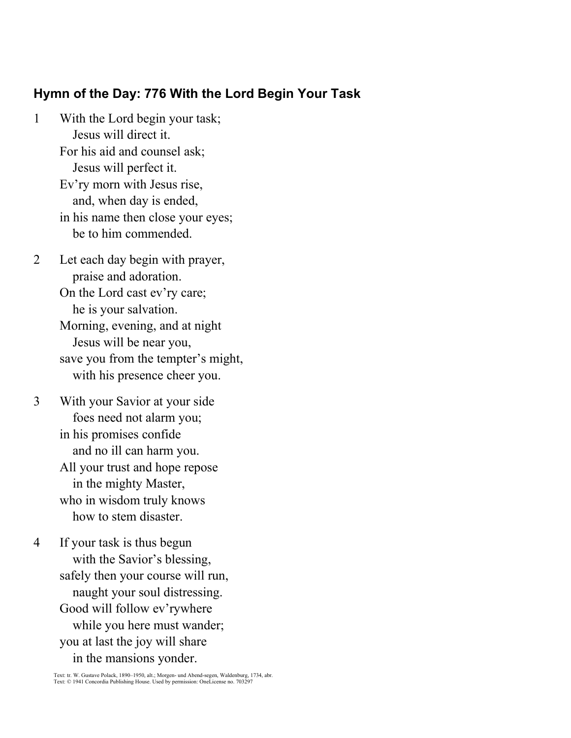## Hymn of the Day: 776 With the Lord Begin Your Task

1 With the Lord begin your task;
   Jesus will direct it.
For his aid and counsel ask;
   Jesus will perfect it.
Ev'ry morn with Jesus rise,
   and, when day is ended,
in his name then close your eyes;
   be to him commended.

2 Let each day begin with prayer,
   praise and adoration.
On the Lord cast ev'ry care;
   he is your salvation.
Morning, evening, and at night
   Jesus will be near you,
save you from the tempter's might,
   with his presence cheer you.

3 With your Savior at your side
   foes need not alarm you;
in his promises confide
   and no ill can harm you.
All your trust and hope repose
   in the mighty Master,
who in wisdom truly knows
   how to stem disaster.

4 If your task is thus begun
   with the Savior's blessing,
safely then your course will run,
   naught your soul distressing.
Good will follow ev'rywhere
   while you here must wander;
you at last the joy will share
   in the mansions yonder.

Text: tr. W. Gustave Polack, 1890–1950, alt.; Morgen- und Abend-segen, Waldenburg, 1734, abr.
Text: © 1941 Concordia Publishing House. Used by permission: OneLicense no. 703297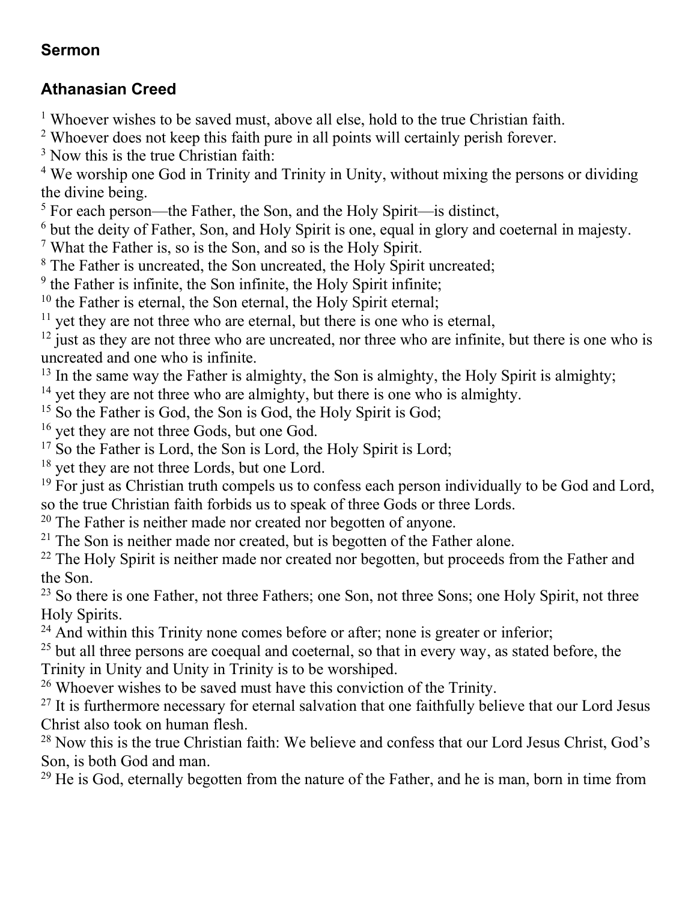### Sermon

### Athanasian Creed

[1] Whoever wishes to be saved must, above all else, hold to the true Christian faith.
[2] Whoever does not keep this faith pure in all points will certainly perish forever.
[3] Now this is the true Christian faith:
[4] We worship one God in Trinity and Trinity in Unity, without mixing the persons or dividing the divine being.
[5] For each person—the Father, the Son, and the Holy Spirit—is distinct,
[6] but the deity of Father, Son, and Holy Spirit is one, equal in glory and coeternal in majesty.
[7] What the Father is, so is the Son, and so is the Holy Spirit.
[8] The Father is uncreated, the Son uncreated, the Holy Spirit uncreated;
[9] the Father is infinite, the Son infinite, the Holy Spirit infinite;
[10] the Father is eternal, the Son eternal, the Holy Spirit eternal;
[11] yet they are not three who are eternal, but there is one who is eternal,
[12] just as they are not three who are uncreated, nor three who are infinite, but there is one who is uncreated and one who is infinite.
[13] In the same way the Father is almighty, the Son is almighty, the Holy Spirit is almighty;
[14] yet they are not three who are almighty, but there is one who is almighty.
[15] So the Father is God, the Son is God, the Holy Spirit is God;
[16] yet they are not three Gods, but one God.
[17] So the Father is Lord, the Son is Lord, the Holy Spirit is Lord;
[18] yet they are not three Lords, but one Lord.
[19] For just as Christian truth compels us to confess each person individually to be God and Lord, so the true Christian faith forbids us to speak of three Gods or three Lords.
[20] The Father is neither made nor created nor begotten of anyone.
[21] The Son is neither made nor created, but is begotten of the Father alone.
[22] The Holy Spirit is neither made nor created nor begotten, but proceeds from the Father and the Son.
[23] So there is one Father, not three Fathers; one Son, not three Sons; one Holy Spirit, not three Holy Spirits.
[24] And within this Trinity none comes before or after; none is greater or inferior;
[25] but all three persons are coequal and coeternal, so that in every way, as stated before, the Trinity in Unity and Unity in Trinity is to be worshiped.
[26] Whoever wishes to be saved must have this conviction of the Trinity.
[27] It is furthermore necessary for eternal salvation that one faithfully believe that our Lord Jesus Christ also took on human flesh.
[28] Now this is the true Christian faith: We believe and confess that our Lord Jesus Christ, God's Son, is both God and man.
[29] He is God, eternally begotten from the nature of the Father, and he is man, born in time from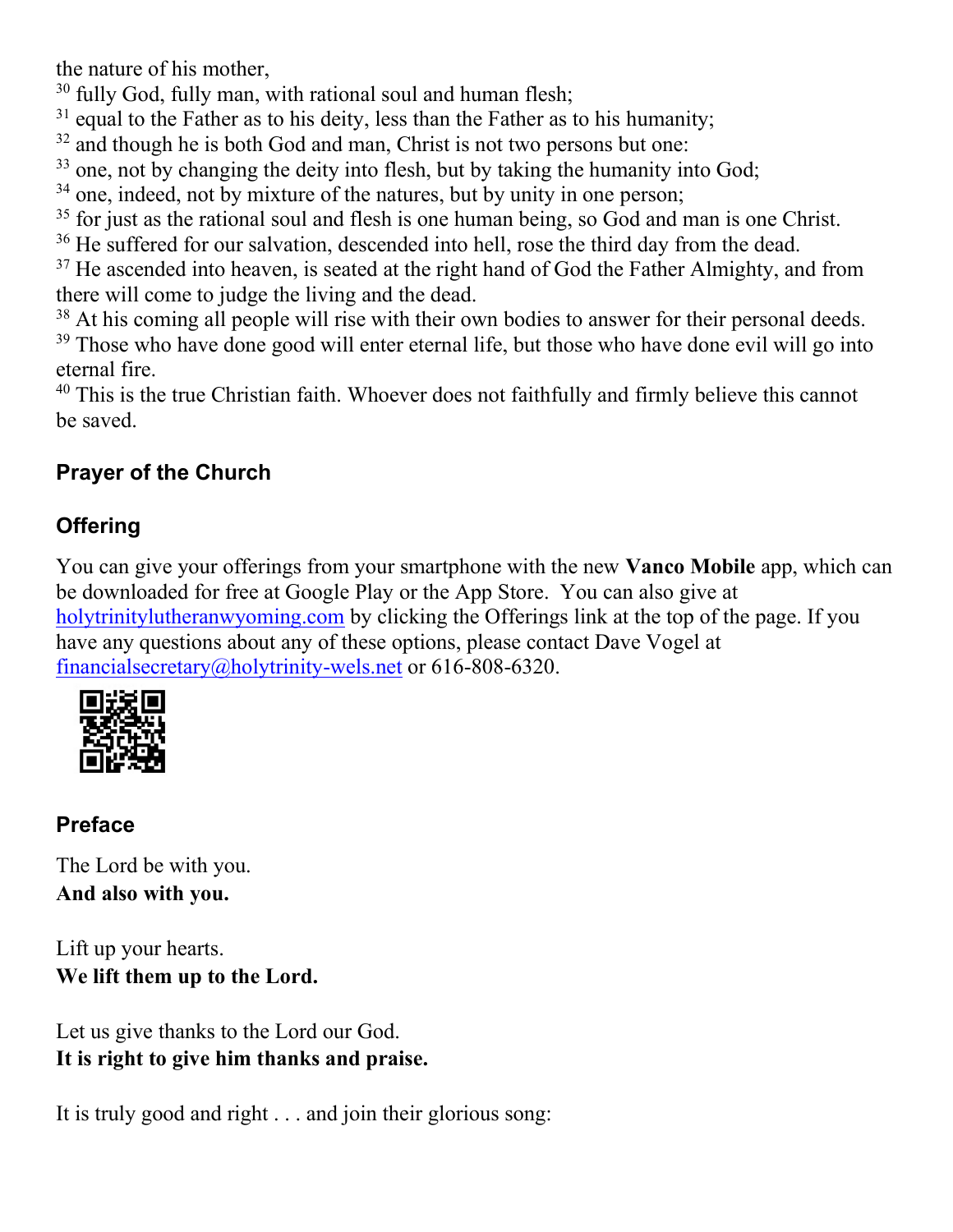the nature of his mother,

[30] fully God, fully man, with rational soul and human flesh;

[31] equal to the Father as to his deity, less than the Father as to his humanity;

[32] and though he is both God and man, Christ is not two persons but one:

[33] one, not by changing the deity into flesh, but by taking the humanity into God;

[34] one, indeed, not by mixture of the natures, but by unity in one person;

[35] for just as the rational soul and flesh is one human being, so God and man is one Christ.

[36] He suffered for our salvation, descended into hell, rose the third day from the dead.

[37] He ascended into heaven, is seated at the right hand of God the Father Almighty, and from there will come to judge the living and the dead.

[38] At his coming all people will rise with their own bodies to answer for their personal deeds.

[39] Those who have done good will enter eternal life, but those who have done evil will go into eternal fire.

[40] This is the true Christian faith. Whoever does not faithfully and firmly believe this cannot be saved.

### Prayer of the Church

### Offering

You can give your offerings from your smartphone with the new **Vanco Mobile** app, which can be downloaded for free at Google Play or the App Store. You can also give at holytrinitylutheranwyoming.com by clicking the Offerings link at the top of the page. If you have any questions about any of these options, please contact Dave Vogel at financialsecretary@holytrinity-wels.net or 616-808-6320.

### Preface

The Lord be with you.
**And also with you.**

Lift up your hearts.
**We lift them up to the Lord.**

Let us give thanks to the Lord our God.
**It is right to give him thanks and praise.**

It is truly good and right . . . and join their glorious song: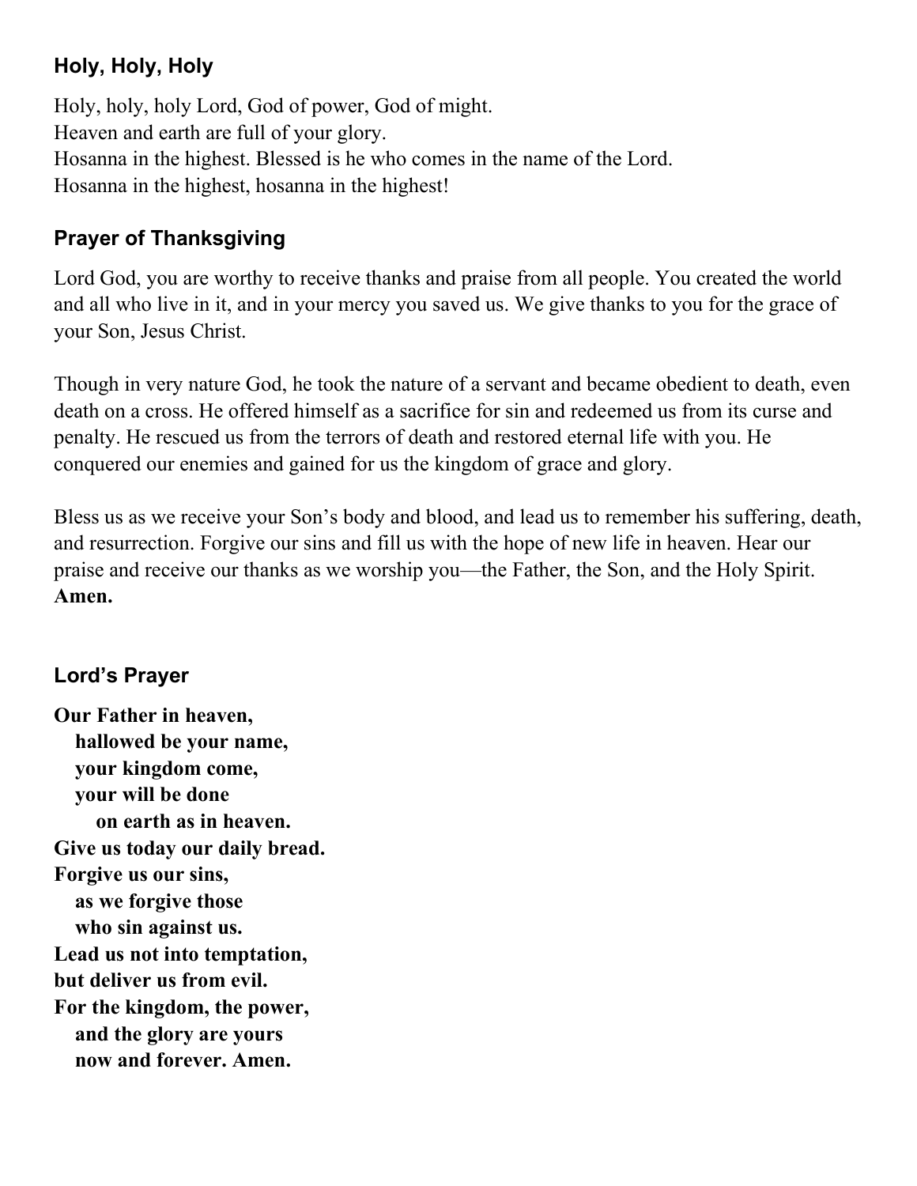### Holy, Holy, Holy

Holy, holy, holy Lord, God of power, God of might.
Heaven and earth are full of your glory.
Hosanna in the highest. Blessed is he who comes in the name of the Lord.
Hosanna in the highest, hosanna in the highest!

### Prayer of Thanksgiving

Lord God, you are worthy to receive thanks and praise from all people. You created the world and all who live in it, and in your mercy you saved us. We give thanks to you for the grace of your Son, Jesus Christ.

Though in very nature God, he took the nature of a servant and became obedient to death, even death on a cross. He offered himself as a sacrifice for sin and redeemed us from its curse and penalty. He rescued us from the terrors of death and restored eternal life with you. He conquered our enemies and gained for us the kingdom of grace and glory.

Bless us as we receive your Son's body and blood, and lead us to remember his suffering, death, and resurrection. Forgive our sins and fill us with the hope of new life in heaven. Hear our praise and receive our thanks as we worship you—the Father, the Son, and the Holy Spirit. **Amen.**

### Lord's Prayer

**Our Father in heaven,**
**hallowed be your name,**
**your kingdom come,**
**your will be done**
**on earth as in heaven.**
**Give us today our daily bread.**
**Forgive us our sins,**
**as we forgive those**
**who sin against us.**
**Lead us not into temptation,**
**but deliver us from evil.**
**For the kingdom, the power,**
**and the glory are yours**
**now and forever. Amen.**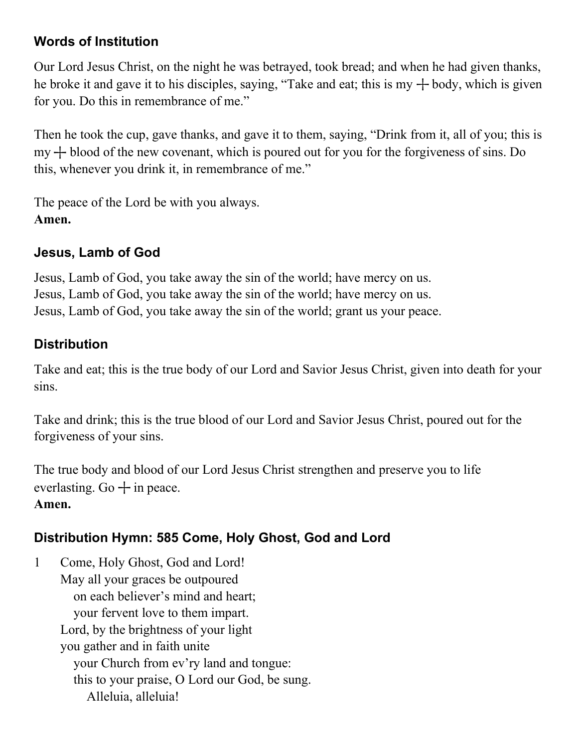### Words of Institution

Our Lord Jesus Christ, on the night he was betrayed, took bread; and when he had given thanks, he broke it and gave it to his disciples, saying, "Take and eat; this is my ┼ body, which is given for you. Do this in remembrance of me."

Then he took the cup, gave thanks, and gave it to them, saying, "Drink from it, all of you; this is my ┼ blood of the new covenant, which is poured out for you for the forgiveness of sins. Do this, whenever you drink it, in remembrance of me."

The peace of the Lord be with you always.
**Amen.**

### Jesus, Lamb of God

Jesus, Lamb of God, you take away the sin of the world; have mercy on us.
Jesus, Lamb of God, you take away the sin of the world; have mercy on us.
Jesus, Lamb of God, you take away the sin of the world; grant us your peace.

### Distribution

Take and eat; this is the true body of our Lord and Savior Jesus Christ, given into death for your sins.

Take and drink; this is the true blood of our Lord and Savior Jesus Christ, poured out for the forgiveness of your sins.

The true body and blood of our Lord Jesus Christ strengthen and preserve you to life everlasting. Go ┼ in peace.
**Amen.**

### Distribution Hymn: 585 Come, Holy Ghost, God and Lord

1 Come, Holy Ghost, God and Lord!
May all your graces be outpoured
on each believer's mind and heart;
your fervent love to them impart.
Lord, by the brightness of your light
you gather and in faith unite
your Church from ev'ry land and tongue:
this to your praise, O Lord our God, be sung.
Alleluia, alleluia!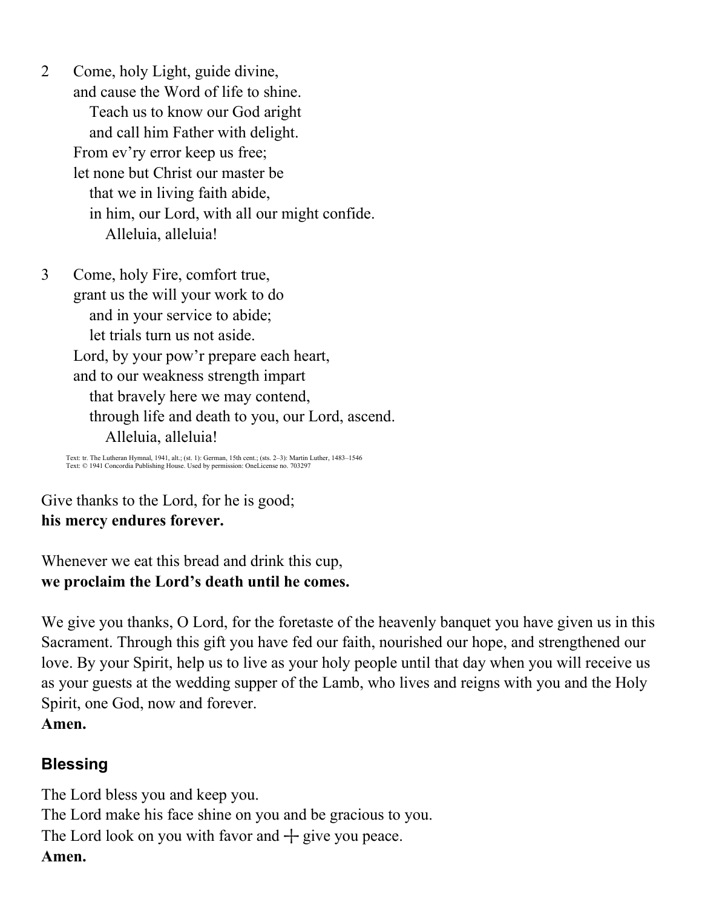2 Come, holy Light, guide divine,
and cause the Word of life to shine.
Teach us to know our God aright
and call him Father with delight.
From ev'ry error keep us free;
let none but Christ our master be
that we in living faith abide,
in him, our Lord, with all our might confide.
Alleluia, alleluia!

3 Come, holy Fire, comfort true,
grant us the will your work to do
and in your service to abide;
let trials turn us not aside.
Lord, by your pow'r prepare each heart,
and to our weakness strength impart
that bravely here we may contend,
through life and death to you, our Lord, ascend.
Alleluia, alleluia!

Text: tr. The Lutheran Hymnal, 1941, alt.; (st. 1): German, 15th cent.; (sts. 2–3): Martin Luther, 1483–1546
Text: © 1941 Concordia Publishing House. Used by permission: OneLicense no. 703297

Give thanks to the Lord, for he is good;
**his mercy endures forever.**

Whenever we eat this bread and drink this cup,
**we proclaim the Lord's death until he comes.**

We give you thanks, O Lord, for the foretaste of the heavenly banquet you have given us in this Sacrament. Through this gift you have fed our faith, nourished our hope, and strengthened our love. By your Spirit, help us to live as your holy people until that day when you will receive us as your guests at the wedding supper of the Lamb, who lives and reigns with you and the Holy Spirit, one God, now and forever.
**Amen.**

## Blessing

The Lord bless you and keep you.
The Lord make his face shine on you and be gracious to you.
The Lord look on you with favor and ☩ give you peace.
**Amen.**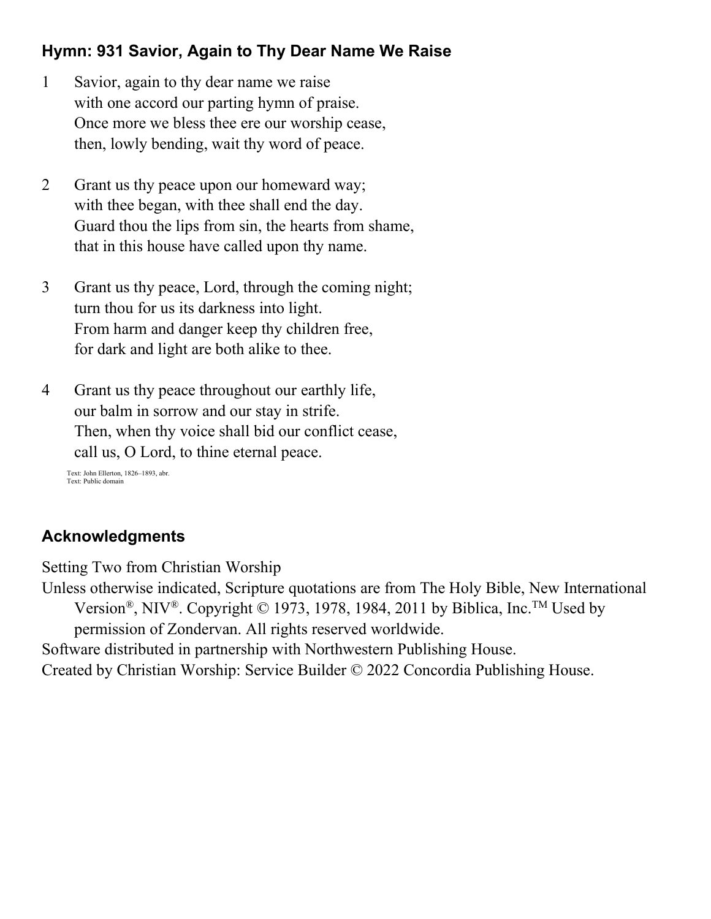## Hymn: 931 Savior, Again to Thy Dear Name We Raise

1 Savior, again to thy dear name we raise
with one accord our parting hymn of praise.
Once more we bless thee ere our worship cease,
then, lowly bending, wait thy word of peace.

2 Grant us thy peace upon our homeward way;
with thee began, with thee shall end the day.
Guard thou the lips from sin, the hearts from shame,
that in this house have called upon thy name.

3 Grant us thy peace, Lord, through the coming night;
turn thou for us its darkness into light.
From harm and danger keep thy children free,
for dark and light are both alike to thee.

4 Grant us thy peace throughout our earthly life,
our balm in sorrow and our stay in strife.
Then, when thy voice shall bid our conflict cease,
call us, O Lord, to thine eternal peace.

Text: John Ellerton, 1826–1893, abr.
Text: Public domain

## Acknowledgments

Setting Two from Christian Worship

Unless otherwise indicated, Scripture quotations are from The Holy Bible, New International Version®, NIV®. Copyright © 1973, 1978, 1984, 2011 by Biblica, Inc.™ Used by permission of Zondervan. All rights reserved worldwide.

Software distributed in partnership with Northwestern Publishing House.

Created by Christian Worship: Service Builder © 2022 Concordia Publishing House.